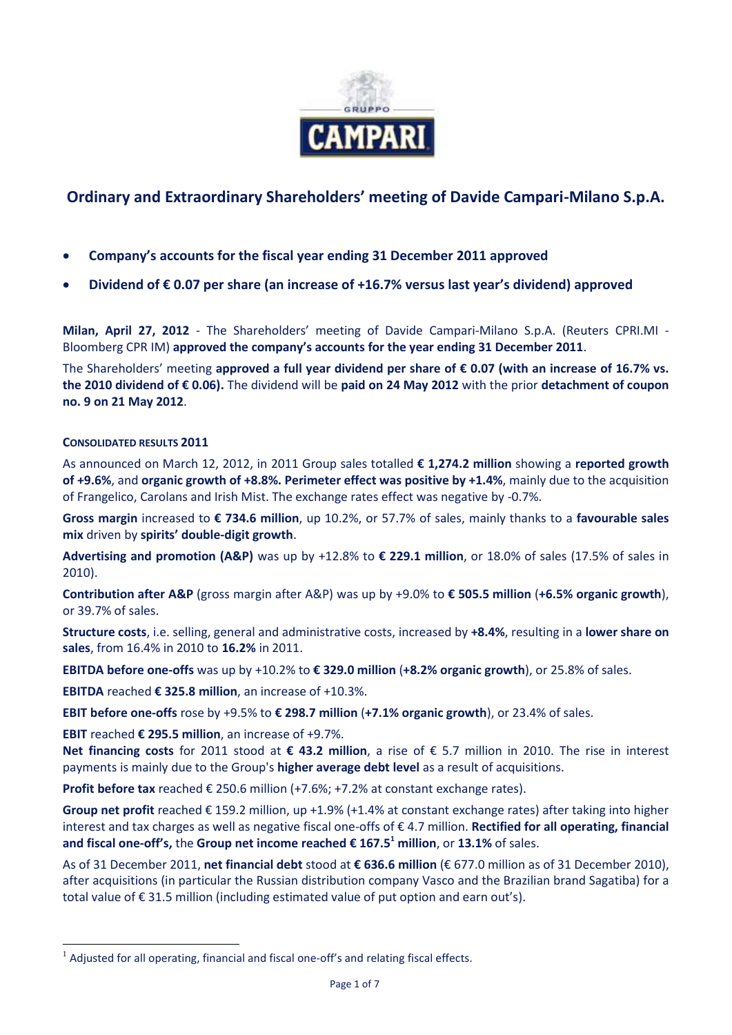# Ordinary and Extraordinary Shareholders' meeting of Davide Campari-Milano S.p.A.

- **Company's accounts for the fiscal year ending 31 December 2011 approved**
- **Dividend of € 0.07 per share (an increase of +16.7% versus last year's dividend) approved**

**Milan, April 27, 2012** - The Shareholders' meeting of Davide Campari-Milano S.p.A. (Reuters CPRI.MI - Bloomberg CPR IM) **approved the company's accounts for the year ending 31 December 2011**.

The Shareholders' meeting **approved a full year dividend per share of € 0.07 (with an increase of 16.7% vs. the 2010 dividend of € 0.06).** The dividend will be **paid on 24 May 2012** with the prior **detachment of coupon no. 9 on 21 May 2012**.

### CONSOLIDATED RESULTS 2011

As announced on March 12, 2012, in 2011 Group sales totalled **€ 1,274.2 million** showing a **reported growth of +9.6%**, and **organic growth of +8.8%. Perimeter effect was positive by +1.4%**, mainly due to the acquisition of Frangelico, Carolans and Irish Mist. The exchange rates effect was negative by -0.7%.

**Gross margin** increased to **€ 734.6 million**, up 10.2%, or 57.7% of sales, mainly thanks to a **favourable sales mix** driven by **spirits' double-digit growth**.

**Advertising and promotion (A&P)** was up by +12.8% to **€ 229.1 million**, or 18.0% of sales (17.5% of sales in 2010).

**Contribution after A&P** (gross margin after A&P) was up by +9.0% to **€ 505.5 million** (**+6.5% organic growth**), or 39.7% of sales.

**Structure costs**, i.e. selling, general and administrative costs, increased by **+8.4%**, resulting in a **lower share on sales**, from 16.4% in 2010 to **16.2%** in 2011.

**EBITDA before one-offs** was up by +10.2% to **€ 329.0 million** (**+8.2% organic growth**), or 25.8% of sales.

**EBITDA** reached **€ 325.8 million**, an increase of +10.3%.

**EBIT before one-offs** rose by +9.5% to **€ 298.7 million** (**+7.1% organic growth**), or 23.4% of sales.

**EBIT** reached **€ 295.5 million**, an increase of +9.7%.

**Net financing costs** for 2011 stood at **€ 43.2 million**, a rise of € 5.7 million in 2010. The rise in interest payments is mainly due to the Group's **higher average debt level** as a result of acquisitions.

**Profit before tax** reached € 250.6 million (+7.6%; +7.2% at constant exchange rates).

**Group net profit** reached € 159.2 million, up +1.9% (+1.4% at constant exchange rates) after taking into higher interest and tax charges as well as negative fiscal one-offs of € 4.7 million. **Rectified for all operating, financial and fiscal one-off's,** the **Group net income reached € 167.5[1] million**, or **13.1%** of sales.

As of 31 December 2011, **net financial debt** stood at **€ 636.6 million** (€ 677.0 million as of 31 December 2010), after acquisitions (in particular the Russian distribution company Vasco and the Brazilian brand Sagatiba) for a total value of € 31.5 million (including estimated value of put option and earn out's).

[1] Adjusted for all operating, financial and fiscal one-off's and relating fiscal effects.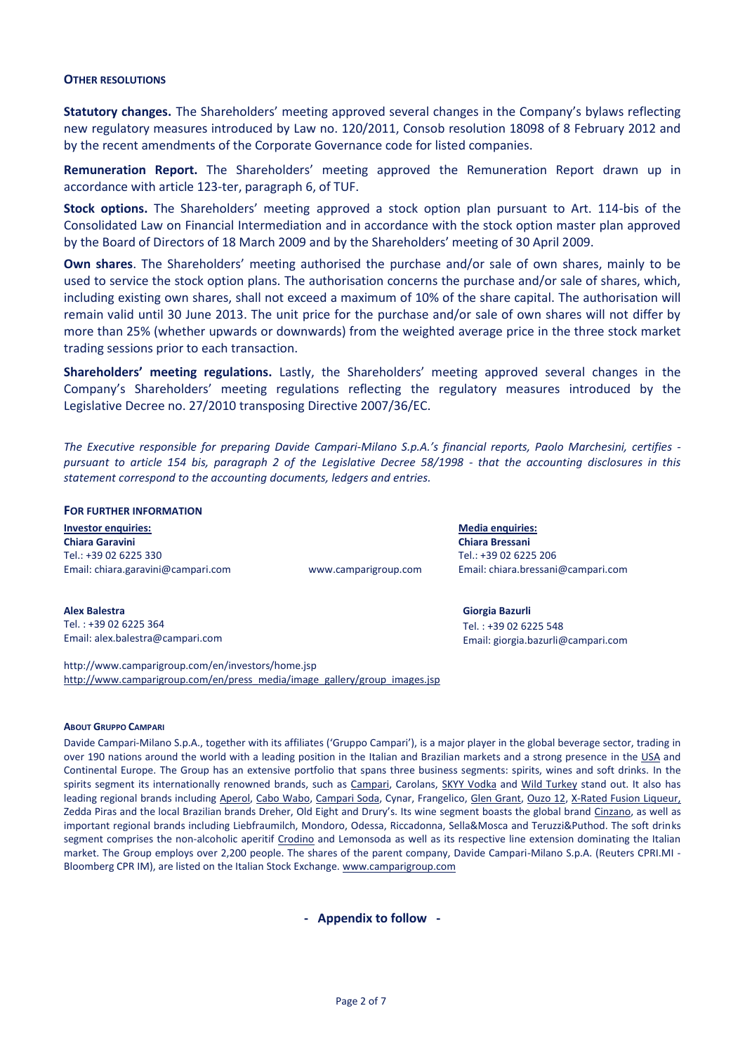### OTHER RESOLUTIONS

**Statutory changes.** The Shareholders' meeting approved several changes in the Company's bylaws reflecting new regulatory measures introduced by Law no. 120/2011, Consob resolution 18098 of 8 February 2012 and by the recent amendments of the Corporate Governance code for listed companies.

**Remuneration Report.** The Shareholders' meeting approved the Remuneration Report drawn up in accordance with article 123-ter, paragraph 6, of TUF.

**Stock options.** The Shareholders' meeting approved a stock option plan pursuant to Art. 114-bis of the Consolidated Law on Financial Intermediation and in accordance with the stock option master plan approved by the Board of Directors of 18 March 2009 and by the Shareholders' meeting of 30 April 2009.

**Own shares**. The Shareholders' meeting authorised the purchase and/or sale of own shares, mainly to be used to service the stock option plans. The authorisation concerns the purchase and/or sale of shares, which, including existing own shares, shall not exceed a maximum of 10% of the share capital. The authorisation will remain valid until 30 June 2013. The unit price for the purchase and/or sale of own shares will not differ by more than 25% (whether upwards or downwards) from the weighted average price in the three stock market trading sessions prior to each transaction.

**Shareholders' meeting regulations.** Lastly, the Shareholders' meeting approved several changes in the Company's Shareholders' meeting regulations reflecting the regulatory measures introduced by the Legislative Decree no. 27/2010 transposing Directive 2007/36/EC.

*The Executive responsible for preparing Davide Campari-Milano S.p.A.'s financial reports, Paolo Marchesini, certifies - pursuant to article 154 bis, paragraph 2 of the Legislative Decree 58/1998 - that the accounting disclosures in this statement correspond to the accounting documents, ledgers and entries.*

### FOR FURTHER INFORMATION

**Investor enquiries:**

**Chiara Garavini**
Tel.: +39 02 6225 330
Email: chiara.garavini@campari.com

**Alex Balestra**
Tel. : +39 02 6225 364
Email: alex.balestra@campari.com

**Media enquiries:**

**Chiara Bressani**
Tel.: +39 02 6225 206
Email: chiara.bressani@campari.com

**Giorgia Bazurli**
Tel. : +39 02 6225 548
Email: giorgia.bazurli@campari.com

www.camparigroup.com

http://www.camparigroup.com/en/investors/home.jsp
http://www.camparigroup.com/en/press_media/image_gallery/group_images.jsp

#### ABOUT GRUPPO CAMPARI

Davide Campari-Milano S.p.A., together with its affiliates ('Gruppo Campari'), is a major player in the global beverage sector, trading in over 190 nations around the world with a leading position in the Italian and Brazilian markets and a strong presence in the USA and Continental Europe. The Group has an extensive portfolio that spans three business segments: spirits, wines and soft drinks. In the spirits segment its internationally renowned brands, such as Campari, Carolans, SKYY Vodka and Wild Turkey stand out. It also has leading regional brands including Aperol, Cabo Wabo, Campari Soda, Cynar, Frangelico, Glen Grant, Ouzo 12, X-Rated Fusion Liqueur, Zedda Piras and the local Brazilian brands Dreher, Old Eight and Drury's. Its wine segment boasts the global brand Cinzano, as well as important regional brands including Liebfraumilch, Mondoro, Odessa, Riccadonna, Sella&Mosca and Teruzzi&Puthod. The soft drinks segment comprises the non-alcoholic aperitif Crodino and Lemonsoda as well as its respective line extension dominating the Italian market. The Group employs over 2,200 people. The shares of the parent company, Davide Campari-Milano S.p.A. (Reuters CPRI.MI - Bloomberg CPR IM), are listed on the Italian Stock Exchange. www.camparigroup.com

**- Appendix to follow -**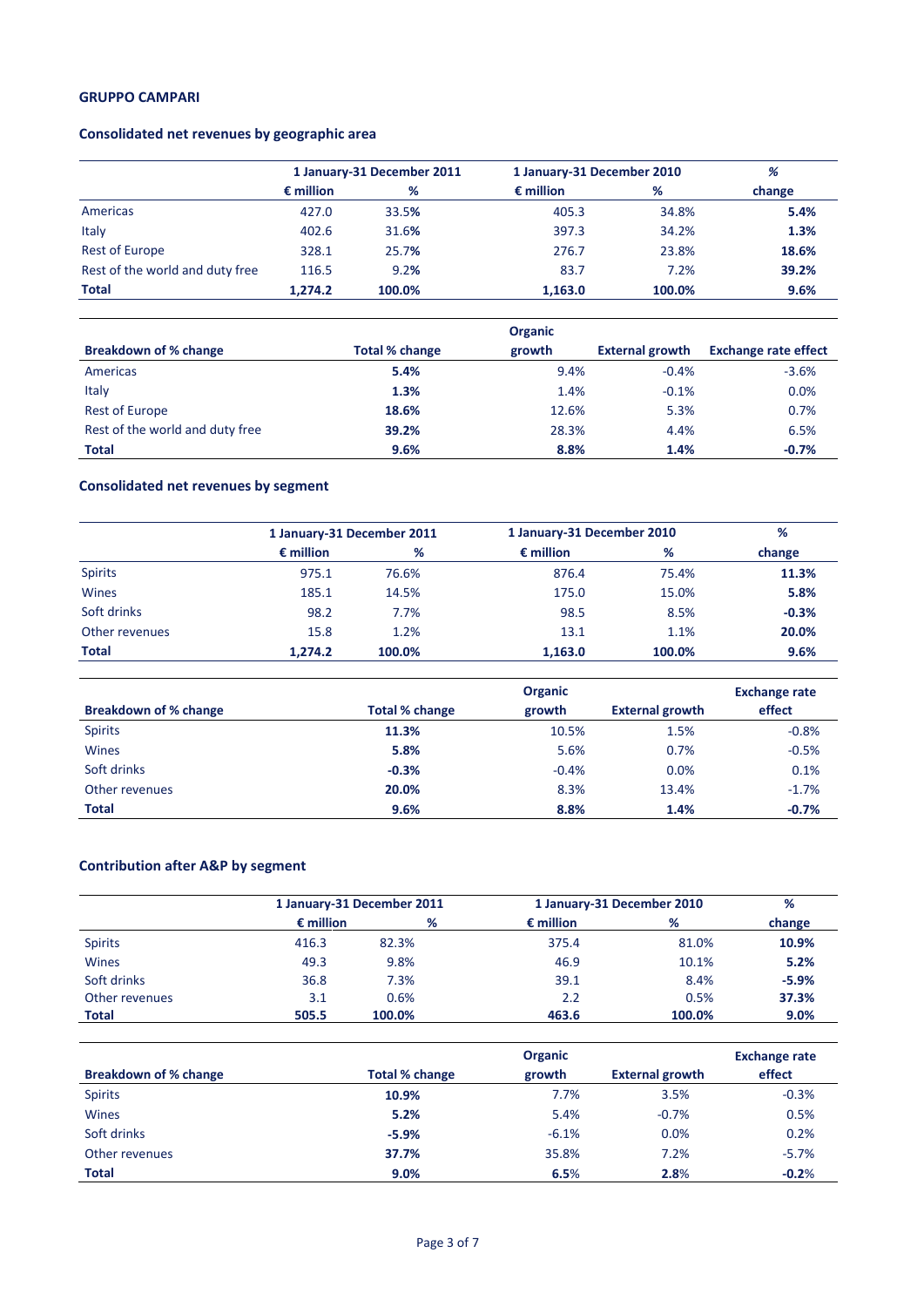**GRUPPO CAMPARI**

## Consolidated net revenues by geographic area

| | 1 January-31 December 2011 | | 1 January-31 December 2010 | | % |
|---|---|---|---|---|---|
| | € million | % | € million | % | change |
| Americas | 427.0 | 33.5% | 405.3 | 34.8% | **5.4%** |
| Italy | 402.6 | 31.6% | 397.3 | 34.2% | **1.3%** |
| Rest of Europe | 328.1 | 25.7% | 276.7 | 23.8% | **18.6%** |
| Rest of the world and duty free | 116.5 | 9.2% | 83.7 | 7.2% | **39.2%** |
| **Total** | **1,274.2** | **100.0%** | **1,163.0** | **100.0%** | **9.6%** |

| Breakdown of % change | Total % change | Organic growth | External growth | Exchange rate effect |
|---|---|---|---|---|
| Americas | **5.4%** | 9.4% | -0.4% | -3.6% |
| Italy | **1.3%** | 1.4% | -0.1% | 0.0% |
| Rest of Europe | **18.6%** | 12.6% | 5.3% | 0.7% |
| Rest of the world and duty free | **39.2%** | 28.3% | 4.4% | 6.5% |
| **Total** | **9.6%** | **8.8%** | **1.4%** | **-0.7%** |

## Consolidated net revenues by segment

| | 1 January-31 December 2011 | | 1 January-31 December 2010 | | % |
|---|---|---|---|---|---|
| | € million | % | € million | % | change |
| Spirits | 975.1 | 76.6% | 876.4 | 75.4% | **11.3%** |
| Wines | 185.1 | 14.5% | 175.0 | 15.0% | **5.8%** |
| Soft drinks | 98.2 | 7.7% | 98.5 | 8.5% | **-0.3%** |
| Other revenues | 15.8 | 1.2% | 13.1 | 1.1% | **20.0%** |
| **Total** | **1,274.2** | **100.0%** | **1,163.0** | **100.0%** | **9.6%** |

| Breakdown of % change | Total % change | Organic growth | External growth | Exchange rate effect |
|---|---|---|---|---|
| Spirits | **11.3%** | 10.5% | 1.5% | -0.8% |
| Wines | **5.8%** | 5.6% | 0.7% | -0.5% |
| Soft drinks | **-0.3%** | -0.4% | 0.0% | 0.1% |
| Other revenues | **20.0%** | 8.3% | 13.4% | -1.7% |
| **Total** | **9.6%** | **8.8%** | **1.4%** | **-0.7%** |

## Contribution after A&P by segment

| | 1 January-31 December 2011 | | 1 January-31 December 2010 | | % |
|---|---|---|---|---|---|
| | € million | % | € million | % | change |
| Spirits | 416.3 | 82.3% | 375.4 | 81.0% | **10.9%** |
| Wines | 49.3 | 9.8% | 46.9 | 10.1% | **5.2%** |
| Soft drinks | 36.8 | 7.3% | 39.1 | 8.4% | **-5.9%** |
| Other revenues | 3.1 | 0.6% | 2.2 | 0.5% | **37.3%** |
| **Total** | **505.5** | **100.0%** | **463.6** | **100.0%** | **9.0%** |

| Breakdown of % change | Total % change | Organic growth | External growth | Exchange rate effect |
|---|---|---|---|---|
| Spirits | **10.9%** | 7.7% | 3.5% | -0.3% |
| Wines | **5.2%** | 5.4% | -0.7% | 0.5% |
| Soft drinks | **-5.9%** | -6.1% | 0.0% | 0.2% |
| Other revenues | **37.7%** | 35.8% | 7.2% | -5.7% |
| **Total** | **9.0%** | **6.5%** | **2.8%** | **-0.2%** |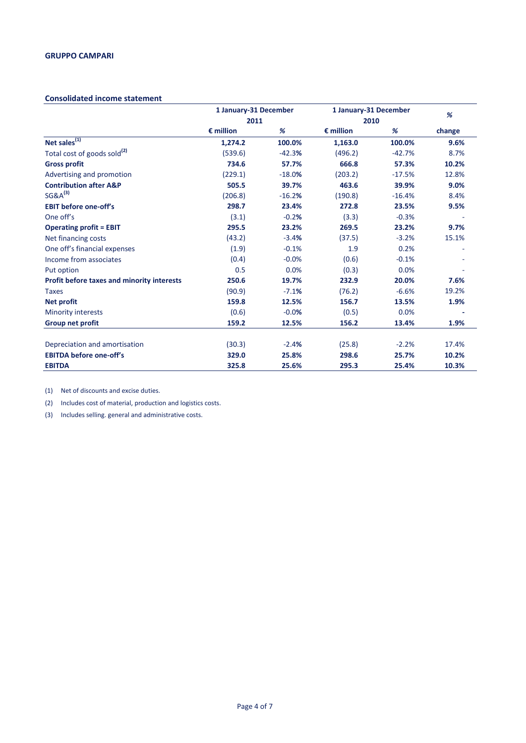**GRUPPO CAMPARI**

**Consolidated income statement**

| | 1 January-31 December 2011 | | 1 January-31 December 2010 | | % |
|---|---|---|---|---|---|
| | € million | % | € million | % | change |
| **Net sales[(1)]** | **1,274.2** | **100.0%** | **1,163.0** | **100.0%** | **9.6%** |
| Total cost of goods sold[(2)] | (539.6) | -42.3% | (496.2) | -42.7% | 8.7% |
| **Gross profit** | **734.6** | **57.7%** | **666.8** | **57.3%** | **10.2%** |
| Advertising and promotion | (229.1) | -18.0% | (203.2) | -17.5% | 12.8% |
| **Contribution after A&P** | **505.5** | **39.7%** | **463.6** | **39.9%** | **9.0%** |
| SG&A[(3)] | (206.8) | -16.2% | (190.8) | -16.4% | 8.4% |
| **EBIT before one-off's** | **298.7** | **23.4%** | **272.8** | **23.5%** | **9.5%** |
| One off's | (3.1) | -0.2% | (3.3) | -0.3% | - |
| **Operating profit = EBIT** | **295.5** | **23.2%** | **269.5** | **23.2%** | **9.7%** |
| Net financing costs | (43.2) | -3.4% | (37.5) | -3.2% | 15.1% |
| One off's financial expenses | (1.9) | -0.1% | 1.9 | 0.2% | - |
| Income from associates | (0.4) | -0.0% | (0.6) | -0.1% | - |
| Put option | 0.5 | 0.0% | (0.3) | 0.0% | - |
| **Profit before taxes and minority interests** | **250.6** | **19.7%** | **232.9** | **20.0%** | **7.6%** |
| Taxes | (90.9) | -7.1% | (76.2) | -6.6% | 19.2% |
| **Net profit** | **159.8** | **12.5%** | **156.7** | **13.5%** | **1.9%** |
| Minority interests | (0.6) | -0.0% | (0.5) | 0.0% | **-** |
| **Group net profit** | **159.2** | **12.5%** | **156.2** | **13.4%** | **1.9%** |
| | | | | | |
| Depreciation and amortisation | (30.3) | -2.4% | (25.8) | -2.2% | 17.4% |
| **EBITDA before one-off's** | **329.0** | **25.8%** | **298.6** | **25.7%** | **10.2%** |
| **EBITDA** | **325.8** | **25.6%** | **295.3** | **25.4%** | **10.3%** |

(1) Net of discounts and excise duties.

(2) Includes cost of material, production and logistics costs.

(3) Includes selling. general and administrative costs.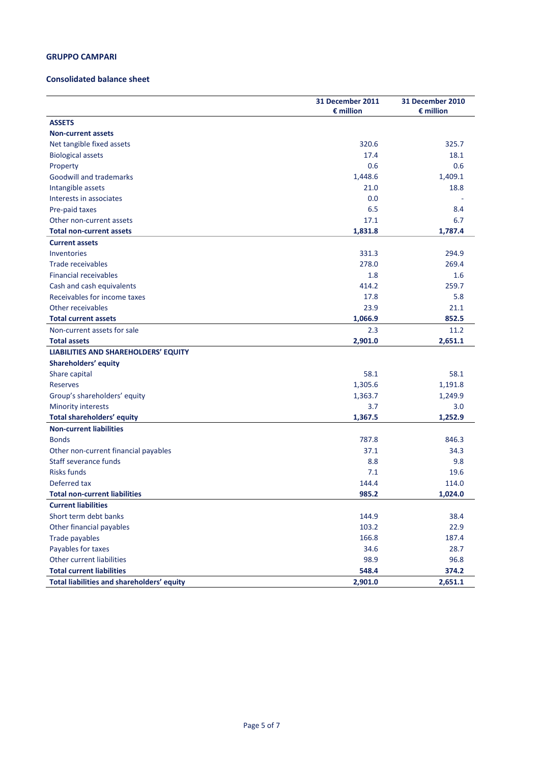**GRUPPO CAMPARI**

**Consolidated balance sheet**

| | 31 December 2011<br>€ million | 31 December 2010<br>€ million |
|---|---|---|
| **ASSETS** | | |
| **Non-current assets** | | |
| Net tangible fixed assets | 320.6 | 325.7 |
| Biological assets | 17.4 | 18.1 |
| Property | 0.6 | 0.6 |
| Goodwill and trademarks | 1,448.6 | 1,409.1 |
| Intangible assets | 21.0 | 18.8 |
| Interests in associates | 0.0 | - |
| Pre-paid taxes | 6.5 | 8.4 |
| Other non-current assets | 17.1 | 6.7 |
| **Total non-current assets** | **1,831.8** | **1,787.4** |
| **Current assets** | | |
| Inventories | 331.3 | 294.9 |
| Trade receivables | 278.0 | 269.4 |
| Financial receivables | 1.8 | 1.6 |
| Cash and cash equivalents | 414.2 | 259.7 |
| Receivables for income taxes | 17.8 | 5.8 |
| Other receivables | 23.9 | 21.1 |
| **Total current assets** | **1,066.9** | **852.5** |
| Non-current assets for sale | 2.3 | 11.2 |
| **Total assets** | **2,901.0** | **2,651.1** |
| **LIABILITIES AND SHAREHOLDERS' EQUITY** | | |
| **Shareholders' equity** | | |
| Share capital | 58.1 | 58.1 |
| Reserves | 1,305.6 | 1,191.8 |
| Group's shareholders' equity | 1,363.7 | 1,249.9 |
| Minority interests | 3.7 | 3.0 |
| **Total shareholders' equity** | **1,367.5** | **1,252.9** |
| **Non-current liabilities** | | |
| Bonds | 787.8 | 846.3 |
| Other non-current financial payables | 37.1 | 34.3 |
| Staff severance funds | 8.8 | 9.8 |
| Risks funds | 7.1 | 19.6 |
| Deferred tax | 144.4 | 114.0 |
| **Total non-current liabilities** | **985.2** | **1,024.0** |
| **Current liabilities** | | |
| Short term debt banks | 144.9 | 38.4 |
| Other financial payables | 103.2 | 22.9 |
| Trade payables | 166.8 | 187.4 |
| Payables for taxes | 34.6 | 28.7 |
| Other current liabilities | 98.9 | 96.8 |
| **Total current liabilities** | **548.4** | **374.2** |
| **Total liabilities and shareholders' equity** | **2,901.0** | **2,651.1** |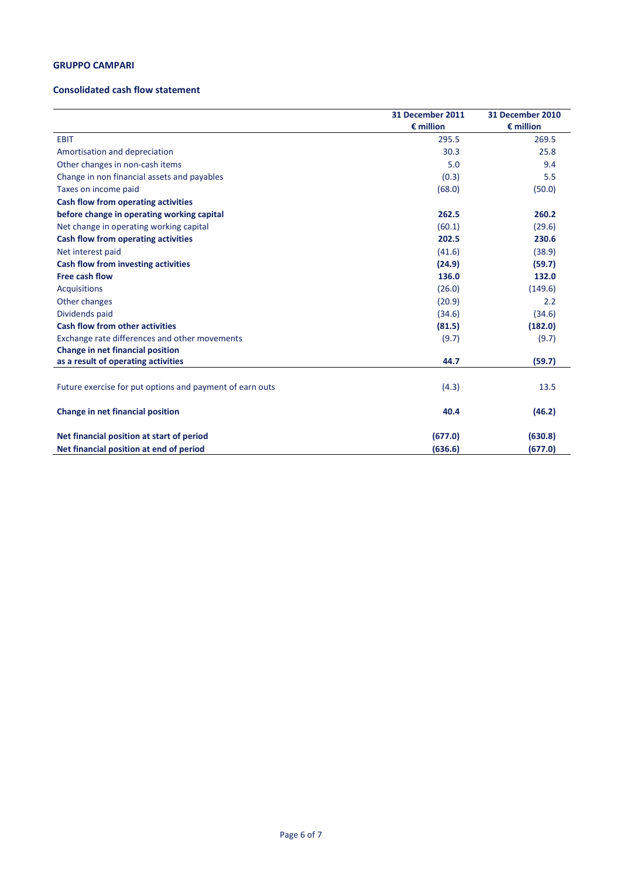**GRUPPO CAMPARI**

**Consolidated cash flow statement**

| | 31 December 2011<br>€ million | 31 December 2010<br>€ million |
|---|---|---|
| EBIT | 295.5 | 269.5 |
| Amortisation and depreciation | 30.3 | 25.8 |
| Other changes in non-cash items | 5.0 | 9.4 |
| Change in non financial assets and payables | (0.3) | 5.5 |
| Taxes on income paid | (68.0) | (50.0) |
| **Cash flow from operating activities before change in operating working capital** | **262.5** | **260.2** |
| Net change in operating working capital | (60.1) | (29.6) |
| **Cash flow from operating activities** | **202.5** | **230.6** |
| Net interest paid | (41.6) | (38.9) |
| **Cash flow from investing activities** | **(24.9)** | **(59.7)** |
| **Free cash flow** | **136.0** | **132.0** |
| Acquisitions | (26.0) | (149.6) |
| Other changes | (20.9) | 2.2 |
| Dividends paid | (34.6) | (34.6) |
| **Cash flow from other activities** | **(81.5)** | **(182.0)** |
| Exchange rate differences and other movements | (9.7) | (9.7) |
| **Change in net financial position as a result of operating activities** | **44.7** | **(59.7)** |
| Future exercise for put options and payment of earn outs | (4.3) | 13.5 |
| **Change in net financial position** | **40.4** | **(46.2)** |
| **Net financial position at start of period** | **(677.0)** | **(630.8)** |
| **Net financial position at end of period** | **(636.6)** | **(677.0)** |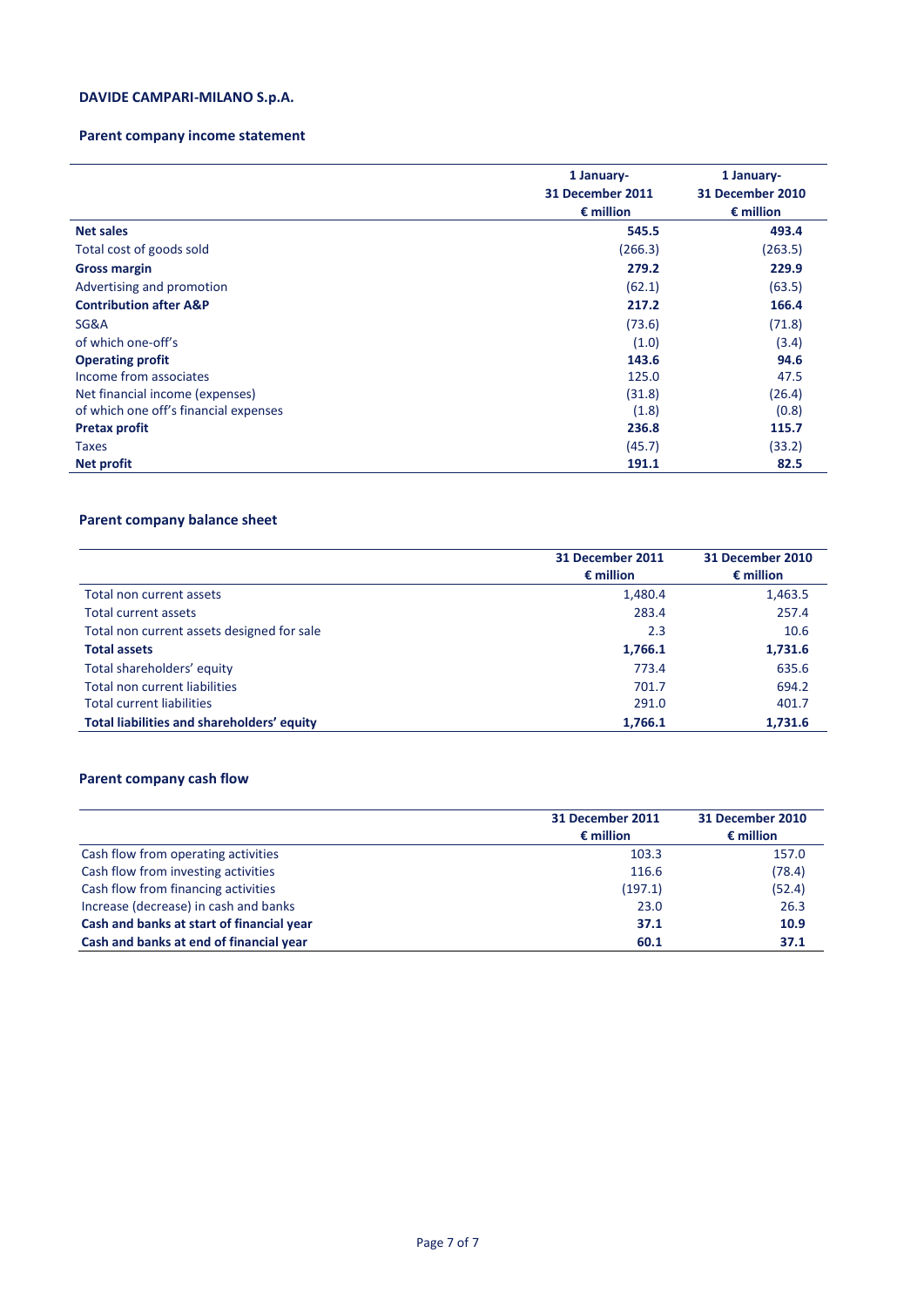**DAVIDE CAMPARI-MILANO S.p.A.**

**Parent company income statement**

| | 1 January-31 December 2011 € million | 1 January-31 December 2010 € million |
|---|---|---|
| **Net sales** | **545.5** | **493.4** |
| Total cost of goods sold | (266.3) | (263.5) |
| **Gross margin** | **279.2** | **229.9** |
| Advertising and promotion | (62.1) | (63.5) |
| **Contribution after A&P** | **217.2** | **166.4** |
| SG&A | (73.6) | (71.8) |
| of which one-off's | (1.0) | (3.4) |
| **Operating profit** | **143.6** | **94.6** |
| Income from associates | 125.0 | 47.5 |
| Net financial income (expenses) | (31.8) | (26.4) |
| of which one off's financial expenses | (1.8) | (0.8) |
| **Pretax profit** | **236.8** | **115.7** |
| Taxes | (45.7) | (33.2) |
| **Net profit** | **191.1** | **82.5** |

**Parent company balance sheet**

| | 31 December 2011 € million | 31 December 2010 € million |
|---|---|---|
| Total non current assets | 1,480.4 | 1,463.5 |
| Total current assets | 283.4 | 257.4 |
| Total non current assets designed for sale | 2.3 | 10.6 |
| **Total assets** | **1,766.1** | **1,731.6** |
| Total shareholders' equity | 773.4 | 635.6 |
| Total non current liabilities | 701.7 | 694.2 |
| Total current liabilities | 291.0 | 401.7 |
| **Total liabilities and shareholders' equity** | **1,766.1** | **1,731.6** |

**Parent company cash flow**

| | 31 December 2011 € million | 31 December 2010 € million |
|---|---|---|
| Cash flow from operating activities | 103.3 | 157.0 |
| Cash flow from investing activities | 116.6 | (78.4) |
| Cash flow from financing activities | (197.1) | (52.4) |
| Increase (decrease) in cash and banks | 23.0 | 26.3 |
| **Cash and banks at start of financial year** | **37.1** | **10.9** |
| **Cash and banks at end of financial year** | **60.1** | **37.1** |